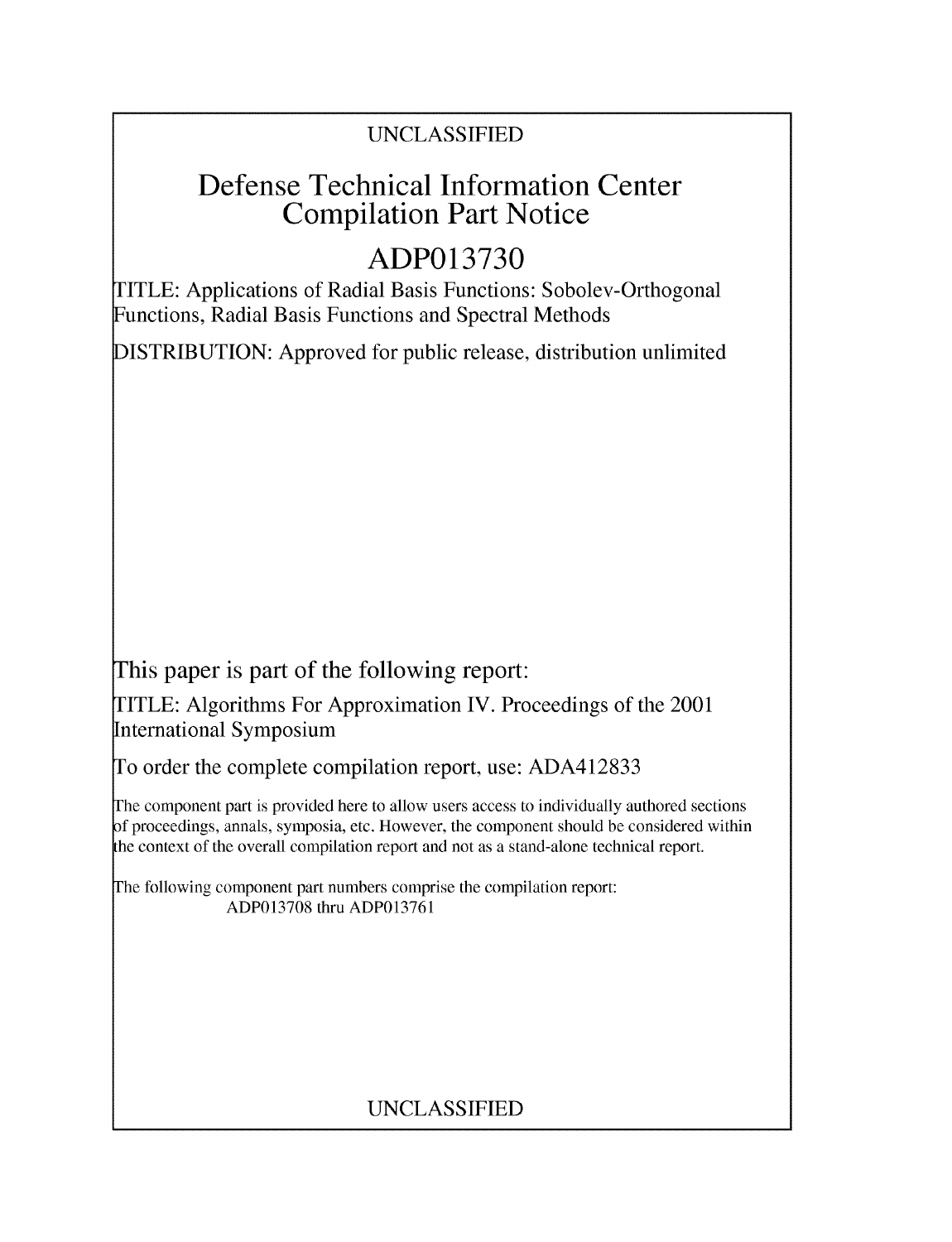UNCLASSIFIED

# Defense Technical Information Center Compilation Part Notice

# ADP013730

TITLE: Applications of Radial Basis Functions: Sobolev-Orthogonal Functions, Radial Basis Functions and Spectral Methods

DISTRIBUTION: Approved for public release, distribution unlimited

This paper is part of the following report:

TITLE: Algorithms For Approximation IV. Proceedings of the 2001 International Symposium

To order the complete compilation report, use: ADA412833

The component part is provided here to allow users access to individually authored sections of proceedings, annals, symposia, etc. However, the component should be considered within the context of the overall compilation report and not as a stand-alone technical report.

The following component part numbers comprise the compilation report:
ADP013708 thru ADP013761

UNCLASSIFIED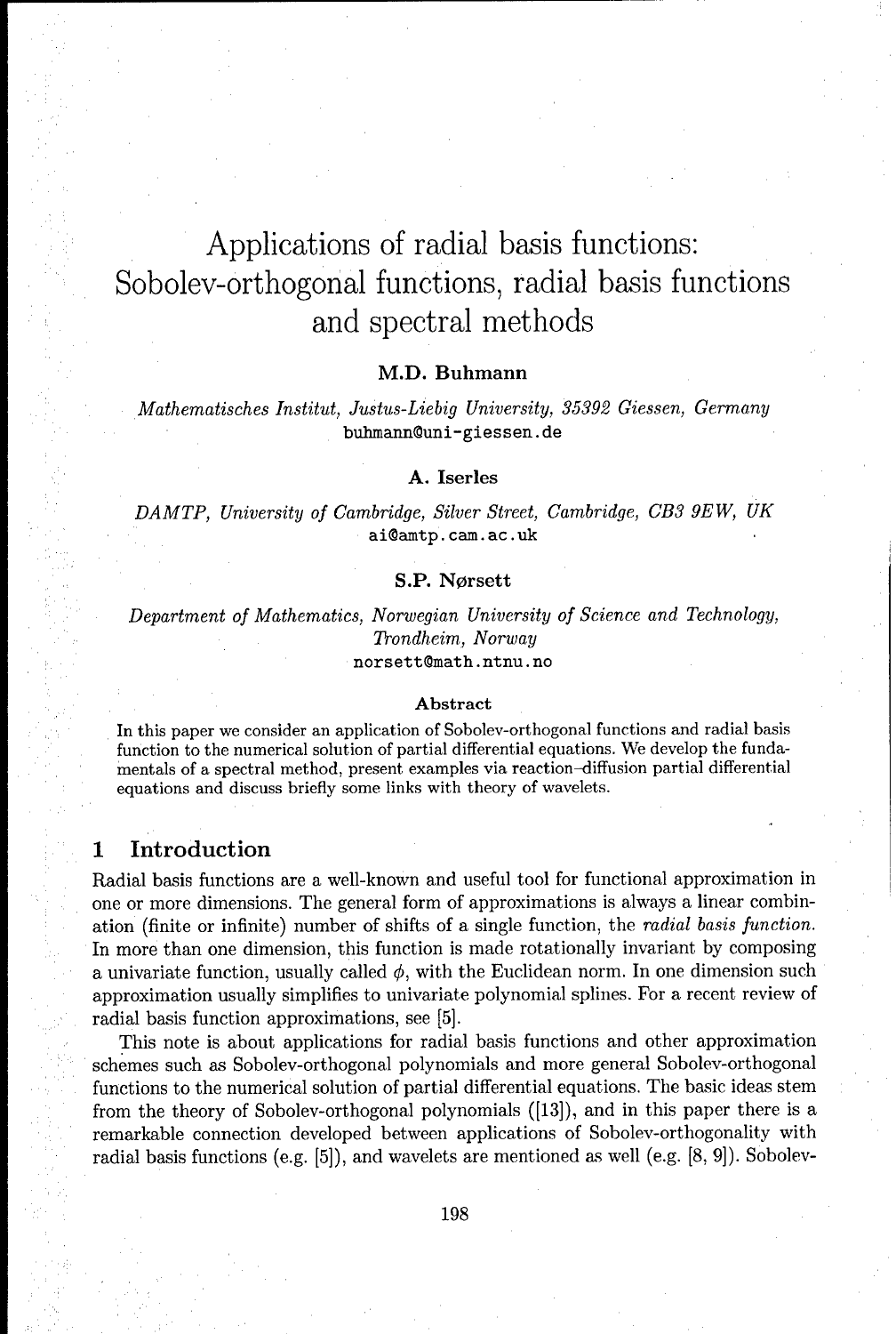# Applications of radial basis functions: Sobolev-orthogonal functions, radial basis functions and spectral methods

**M.D. Buhmann**

*Mathematisches Institut, Justus-Liebig University, 35392 Giessen, Germany*
buhmann@uni-giessen.de

**A. Iserles**

*DAMTP, University of Cambridge, Silver Street, Cambridge, CB3 9EW, UK*
ai@amtp.cam.ac.uk

**S.P. Nørsett**

*Department of Mathematics, Norwegian University of Science and Technology, Trondheim, Norway*
norsett@math.ntnu.no

### Abstract

In this paper we consider an application of Sobolev-orthogonal functions and radial basis function to the numerical solution of partial differential equations. We develop the fundamentals of a spectral method, present examples via reaction–diffusion partial differential equations and discuss briefly some links with theory of wavelets.

## 1 Introduction

Radial basis functions are a well-known and useful tool for functional approximation in one or more dimensions. The general form of approximations is always a linear combination (finite or infinite) number of shifts of a single function, the *radial basis function.* In more than one dimension, this function is made rotationally invariant by composing a univariate function, usually called $\phi$, with the Euclidean norm. In one dimension such approximation usually simplifies to univariate polynomial splines. For a recent review of radial basis function approximations, see [5].

This note is about applications for radial basis functions and other approximation schemes such as Sobolev-orthogonal polynomials and more general Sobolev-orthogonal functions to the numerical solution of partial differential equations. The basic ideas stem from the theory of Sobolev-orthogonal polynomials ([13]), and in this paper there is a remarkable connection developed between applications of Sobolev-orthogonality with radial basis functions (e.g. [5]), and wavelets are mentioned as well (e.g. [8, 9]). Sobolev-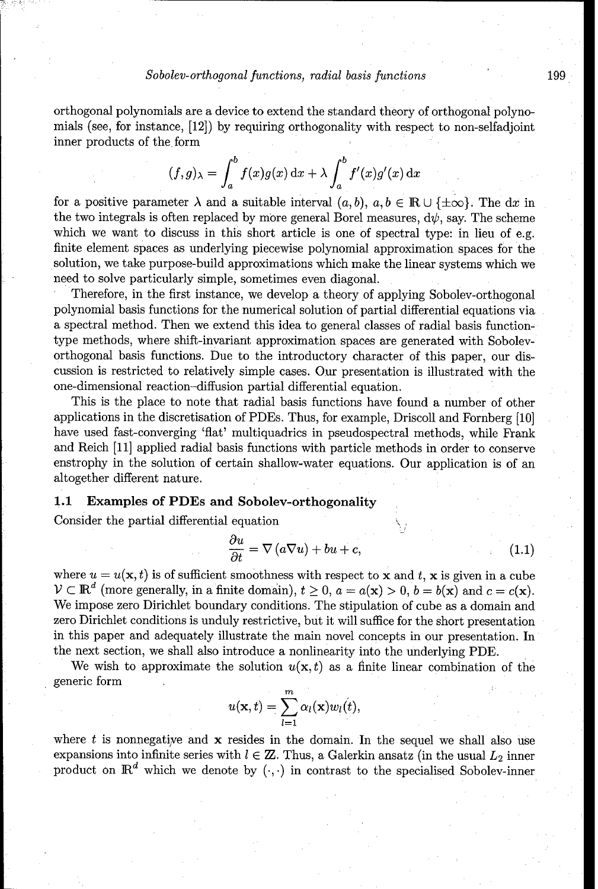orthogonal polynomials are a device to extend the standard theory of orthogonal polynomials (see, for instance, [12]) by requiring orthogonality with respect to non-selfadjoint inner products of the form

$$(f,g)_\lambda = \int_a^b f(x)g(x)\,\mathrm{d}x + \lambda \int_a^b f'(x)g'(x)\,\mathrm{d}x$$

for a positive parameter $\lambda$ and a suitable interval $(a,b)$, $a,b \in \mathbb{R} \cup \{\pm\infty\}$. The $\mathrm{d}x$ in the two integrals is often replaced by more general Borel measures, $\mathrm{d}\psi$, say. The scheme which we want to discuss in this short article is one of spectral type: in lieu of e.g. finite element spaces as underlying piecewise polynomial approximation spaces for the solution, we take purpose-build approximations which make the linear systems which we need to solve particularly simple, sometimes even diagonal.

Therefore, in the first instance, we develop a theory of applying Sobolev-orthogonal polynomial basis functions for the numerical solution of partial differential equations via a spectral method. Then we extend this idea to general classes of radial basis function-type methods, where shift-invariant approximation spaces are generated with Sobolev-orthogonal basis functions. Due to the introductory character of this paper, our discussion is restricted to relatively simple cases. Our presentation is illustrated with the one-dimensional reaction–diffusion partial differential equation.

This is the place to note that radial basis functions have found a number of other applications in the discretisation of PDEs. Thus, for example, Driscoll and Fornberg [10] have used fast-converging 'flat' multiquadrics in pseudospectral methods, while Frank and Reich [11] applied radial basis functions with particle methods in order to conserve enstrophy in the solution of certain shallow-water equations. Our application is of an altogether different nature.

### 1.1 Examples of PDEs and Sobolev-orthogonality

Consider the partial differential equation

$$\frac{\partial u}{\partial t} = \nabla\left(a \nabla u\right) + bu + c, \tag{1.1}$$

where $u = u(\mathbf{x}, t)$ is of sufficient smoothness with respect to $\mathbf{x}$ and $t$, $\mathbf{x}$ is given in a cube $\mathcal{V} \subset \mathbb{R}^d$ (more generally, in a finite domain), $t \geq 0$, $a = a(\mathbf{x}) > 0$, $b = b(\mathbf{x})$ and $c = c(\mathbf{x})$. We impose zero Dirichlet boundary conditions. The stipulation of cube as a domain and zero Dirichlet conditions is unduly restrictive, but it will suffice for the short presentation in this paper and adequately illustrate the main novel concepts in our presentation. In the next section, we shall also introduce a nonlinearity into the underlying PDE.

We wish to approximate the solution $u(\mathbf{x}, t)$ as a finite linear combination of the generic form

$$u(\mathbf{x}, t) = \sum_{l=1}^{m} \alpha_l(\mathbf{x}) w_l(t),$$

where $t$ is nonnegative and $\mathbf{x}$ resides in the domain. In the sequel we shall also use expansions into infinite series with $l \in \mathbb{Z}$. Thus, a Galerkin ansatz (in the usual $L_2$ inner product on $\mathbb{R}^d$ which we denote by $(\cdot,\cdot)$ in contrast to the specialised Sobolev-inner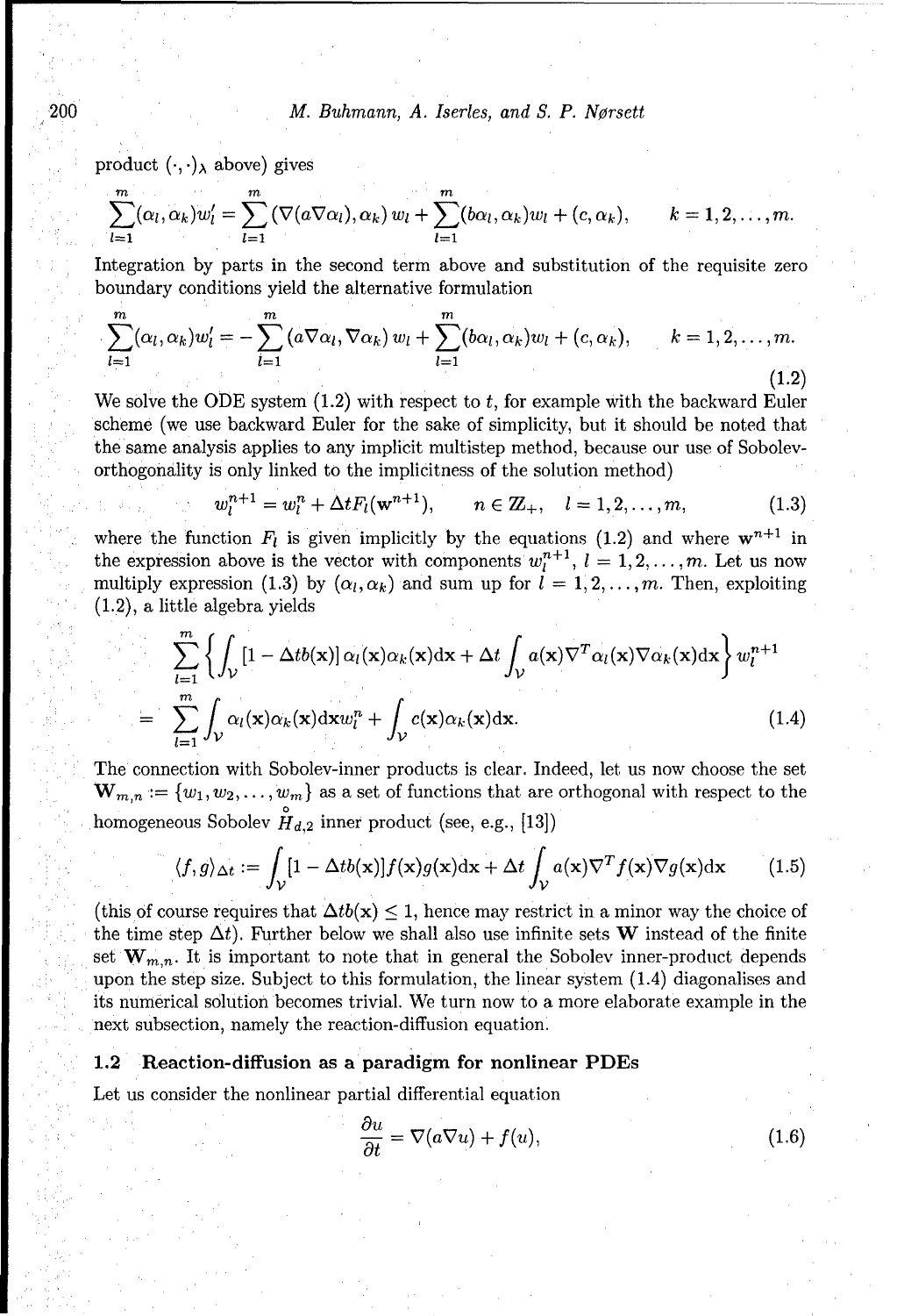product $(\cdot,\cdot)_\lambda$ above) gives

$$\sum_{l=1}^{m}(\alpha_l,\alpha_k)w_l' = \sum_{l=1}^{m}(\nabla(a\nabla\alpha_l),\alpha_k)\,w_l + \sum_{l=1}^{m}(b\alpha_l,\alpha_k)w_l + (c,\alpha_k), \qquad k=1,2,\ldots,m.$$

Integration by parts in the second term above and substitution of the requisite zero boundary conditions yield the alternative formulation

$$\sum_{l=1}^{m}(\alpha_l,\alpha_k)w_l' = -\sum_{l=1}^{m}(a\nabla\alpha_l,\nabla\alpha_k)\,w_l + \sum_{l=1}^{m}(b\alpha_l,\alpha_k)w_l + (c,\alpha_k), \qquad k=1,2,\ldots,m. \tag{1.2}$$

We solve the ODE system (1.2) with respect to $t$, for example with the backward Euler scheme (we use backward Euler for the sake of simplicity, but it should be noted that the same analysis applies to any implicit multistep method, because our use of Sobolev-orthogonality is only linked to the implicitness of the solution method)

$$w_l^{n+1} = w_l^n + \Delta t F_l(\mathbf{w}^{n+1}), \qquad n\in\mathbb{Z}_+, \quad l=1,2,\ldots,m, \tag{1.3}$$

where the function $F_l$ is given implicitly by the equations (1.2) and where $\mathbf{w}^{n+1}$ in the expression above is the vector with components $w_l^{n+1}$, $l=1,2,\ldots,m$. Let us now multiply expression (1.3) by $(\alpha_l,\alpha_k)$ and sum up for $l=1,2,\ldots,m$. Then, exploiting (1.2), a little algebra yields

$$\begin{aligned}
&\sum_{l=1}^{m}\left\{\int_{\mathcal{V}}[1-\Delta t b(\mathbf{x})]\,\alpha_l(\mathbf{x})\alpha_k(\mathbf{x})\mathrm{d}\mathbf{x} + \Delta t\int_{\mathcal{V}} a(\mathbf{x})\nabla^T\alpha_l(\mathbf{x})\nabla\alpha_k(\mathbf{x})\mathrm{d}\mathbf{x}\right\} w_l^{n+1}\\
&= \sum_{l=1}^{m}\int_{\mathcal{V}}\alpha_l(\mathbf{x})\alpha_k(\mathbf{x})\mathrm{d}\mathbf{x}w_l^n + \int_{\mathcal{V}} c(\mathbf{x})\alpha_k(\mathbf{x})\mathrm{d}\mathbf{x}.
\end{aligned} \tag{1.4}$$

The connection with Sobolev-inner products is clear. Indeed, let us now choose the set $\mathbf{W}_{m,n} := \{w_1, w_2, \ldots, w_m\}$ as a set of functions that are orthogonal with respect to the homogeneous Sobolev $\mathring{H}_{d,2}$ inner product (see, e.g., [13])

$$\langle f,g\rangle_{\Delta t} := \int_{\mathcal{V}}[1-\Delta t b(\mathbf{x})]f(\mathbf{x})g(\mathbf{x})\mathrm{d}\mathbf{x} + \Delta t\int_{\mathcal{V}} a(\mathbf{x})\nabla^T f(\mathbf{x})\nabla g(\mathbf{x})\mathrm{d}\mathbf{x} \tag{1.5}$$

(this of course requires that $\Delta t b(\mathbf{x}) \le 1$, hence may restrict in a minor way the choice of the time step $\Delta t$). Further below we shall also use infinite sets $\mathbf{W}$ instead of the finite set $\mathbf{W}_{m,n}$. It is important to note that in general the Sobolev inner-product depends upon the step size. Subject to this formulation, the linear system (1.4) diagonalises and its numerical solution becomes trivial. We turn now to a more elaborate example in the next subsection, namely the reaction-diffusion equation.

### 1.2 Reaction-diffusion as a paradigm for nonlinear PDEs

Let us consider the nonlinear partial differential equation

$$\frac{\partial u}{\partial t} = \nabla(a\nabla u) + f(u), \tag{1.6}$$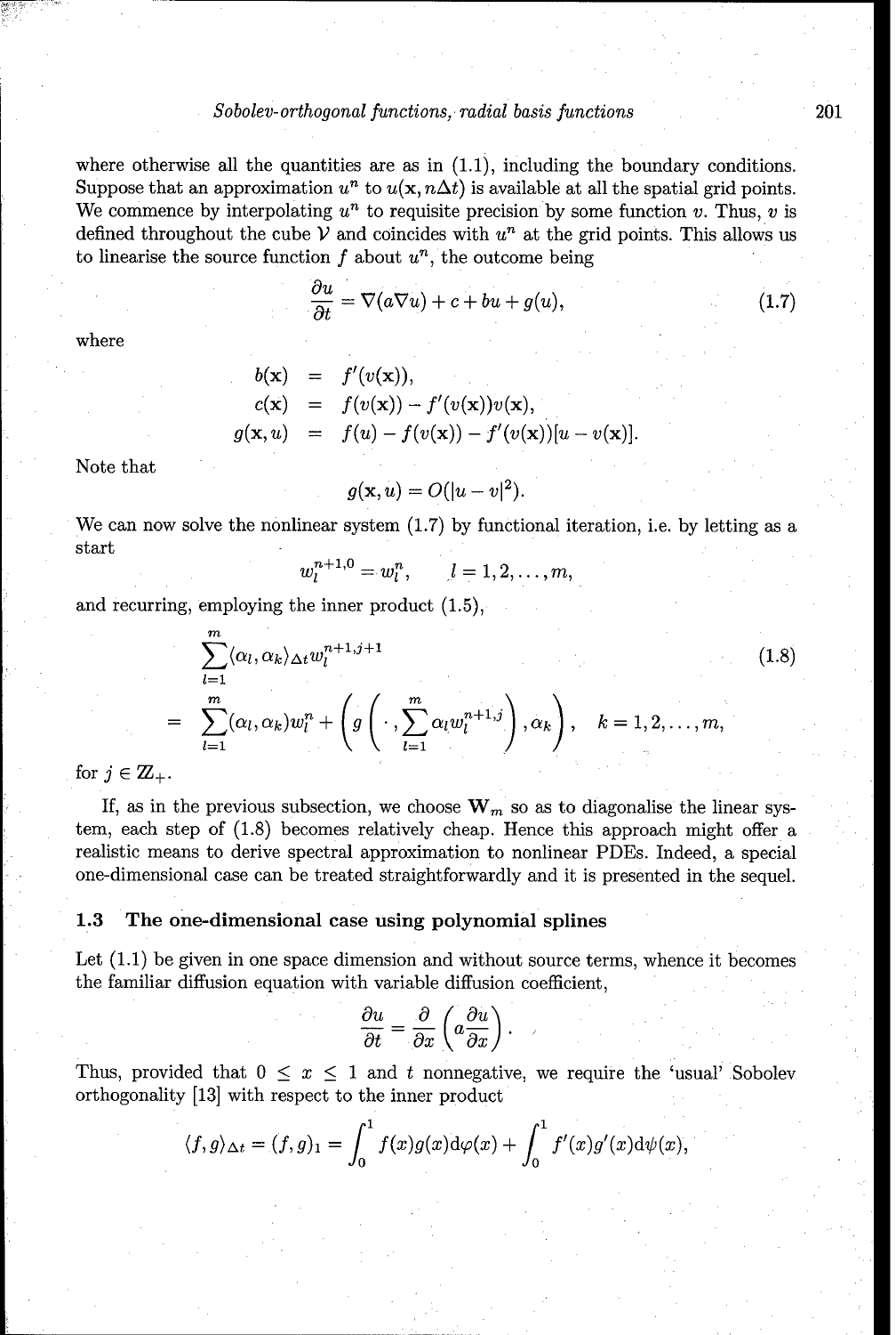where otherwise all the quantities are as in (1.1), including the boundary conditions. Suppose that an approximation $u^n$ to $u(\mathbf{x}, n\Delta t)$ is available at all the spatial grid points. We commence by interpolating $u^n$ to requisite precision by some function $v$. Thus, $v$ is defined throughout the cube $\mathcal{V}$ and coincides with $u^n$ at the grid points. This allows us to linearise the source function $f$ about $u^n$, the outcome being

$$\frac{\partial u}{\partial t} = \nabla(a\nabla u) + c + bu + g(u), \tag{1.7}$$

where

$$\begin{aligned} b(\mathbf{x}) &= f'(v(\mathbf{x})), \\ c(\mathbf{x}) &= f(v(\mathbf{x})) - f'(v(\mathbf{x}))v(\mathbf{x}), \\ g(\mathbf{x}, u) &= f(u) - f(v(\mathbf{x})) - f'(v(\mathbf{x}))[u - v(\mathbf{x})]. \end{aligned}$$

Note that

$$g(\mathbf{x}, u) = O(|u - v|^2).$$

We can now solve the nonlinear system (1.7) by functional iteration, i.e. by letting as a start

$$w_l^{n+1,0} = w_l^n, \qquad l = 1, 2, \ldots, m,$$

and recurring, employing the inner product (1.5),

$$\begin{aligned} &\sum_{l=1}^{m} \langle \alpha_l, \alpha_k \rangle_{\Delta t} w_l^{n+1,j+1} \\ = \; &\sum_{l=1}^{m} (\alpha_l, \alpha_k) w_l^n + \left( g\left( \cdot, \sum_{l=1}^{m} \alpha_l w_l^{n+1,j} \right), \alpha_k \right), \quad k = 1, 2, \ldots, m, \end{aligned} \tag{1.8}$$

for $j \in \mathbb{Z}_+$.

If, as in the previous subsection, we choose $\mathbf{W}_m$ so as to diagonalise the linear system, each step of (1.8) becomes relatively cheap. Hence this approach might offer a realistic means to derive spectral approximation to nonlinear PDEs. Indeed, a special one-dimensional case can be treated straightforwardly and it is presented in the sequel.

### 1.3 The one-dimensional case using polynomial splines

Let (1.1) be given in one space dimension and without source terms, whence it becomes the familiar diffusion equation with variable diffusion coefficient,

$$\frac{\partial u}{\partial t} = \frac{\partial}{\partial x}\left( a \frac{\partial u}{\partial x} \right).$$

Thus, provided that $0 \le x \le 1$ and $t$ nonnegative, we require the 'usual' Sobolev orthogonality [13] with respect to the inner product

$$\langle f, g \rangle_{\Delta t} = (f, g)_1 = \int_0^1 f(x)g(x)\mathrm{d}\varphi(x) + \int_0^1 f'(x)g'(x)\mathrm{d}\psi(x),$$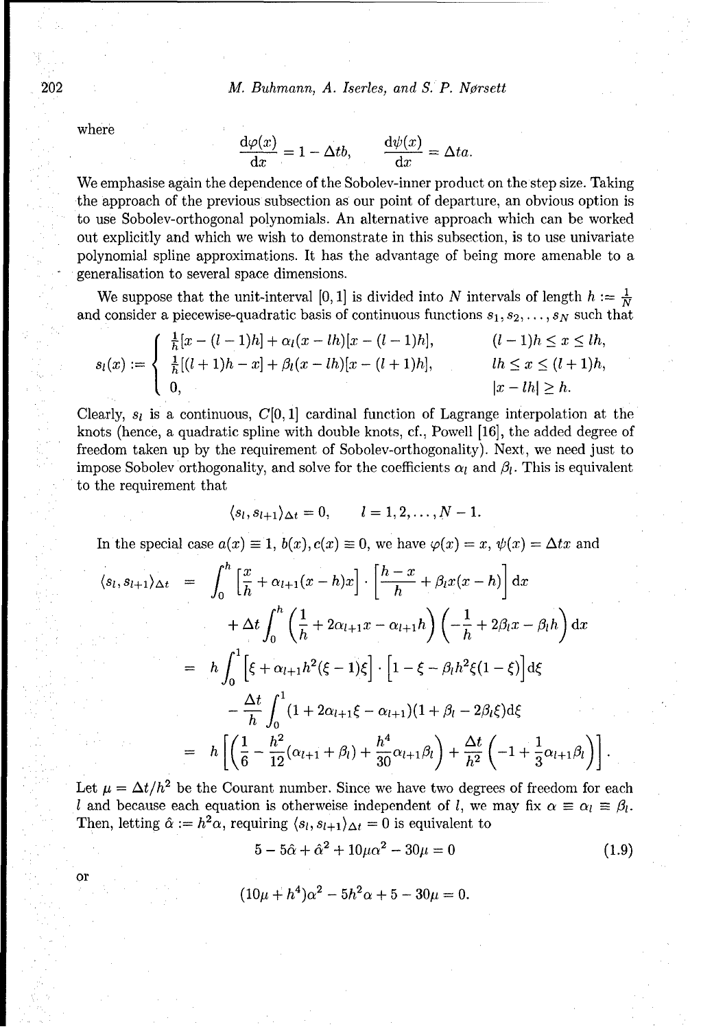where

$$\frac{\mathrm{d}\varphi(x)}{\mathrm{d}x} = 1 - \Delta t b, \qquad \frac{\mathrm{d}\psi(x)}{\mathrm{d}x} = \Delta t a.$$

We emphasise again the dependence of the Sobolev-inner product on the step size. Taking the approach of the previous subsection as our point of departure, an obvious option is to use Sobolev-orthogonal polynomials. An alternative approach which can be worked out explicitly and which we wish to demonstrate in this subsection, is to use univariate polynomial spline approximations. It has the advantage of being more amenable to a generalisation to several space dimensions.

We suppose that the unit-interval $[0,1]$ is divided into $N$ intervals of length $h := \frac{1}{N}$ and consider a piecewise-quadratic basis of continuous functions $s_1, s_2, \ldots, s_N$ such that

$$s_l(x) := \begin{cases} \frac{1}{h}[x - (l-1)h] + \alpha_l(x - lh)[x - (l-1)h], & (l-1)h \le x \le lh, \\ \frac{1}{h}[(l+1)h - x] + \beta_l(x - lh)[x - (l+1)h], & lh \le x \le (l+1)h, \\ 0, & |x - lh| \ge h. \end{cases}$$

Clearly, $s_l$ is a continuous, $C[0,1]$ cardinal function of Lagrange interpolation at the knots (hence, a quadratic spline with double knots, cf., Powell [16], the added degree of freedom taken up by the requirement of Sobolev-orthogonality). Next, we need just to impose Sobolev orthogonality, and solve for the coefficients $\alpha_l$ and $\beta_l$. This is equivalent to the requirement that

$$\langle s_l, s_{l+1}\rangle_{\Delta t} = 0, \qquad l = 1, 2, \ldots, N-1.$$

In the special case $a(x) \equiv 1$, $b(x), c(x) \equiv 0$, we have $\varphi(x) = x$, $\psi(x) = \Delta t x$ and

$$\begin{aligned}
\langle s_l, s_{l+1}\rangle_{\Delta t} &= \int_0^h \left[\frac{x}{h} + \alpha_{l+1}(x-h)x\right] \cdot \left[\frac{h-x}{h} + \beta_l x(x-h)\right] \mathrm{d}x \\
&\quad + \Delta t \int_0^h \left(\frac{1}{h} + 2\alpha_{l+1}x - \alpha_{l+1}h\right)\left(-\frac{1}{h} + 2\beta_l x - \beta_l h\right) \mathrm{d}x \\
&= h \int_0^1 \left[\xi + \alpha_{l+1}h^2(\xi - 1)\xi\right] \cdot \left[1 - \xi - \beta_l h^2 \xi(1-\xi)\right] \mathrm{d}\xi \\
&\quad - \frac{\Delta t}{h} \int_0^1 (1 + 2\alpha_{l+1}\xi - \alpha_{l+1})(1 + \beta_l - 2\beta_l \xi) \mathrm{d}\xi \\
&= h\left[\left(\frac{1}{6} - \frac{h^2}{12}(\alpha_{l+1} + \beta_l) + \frac{h^4}{30}\alpha_{l+1}\beta_l\right) + \frac{\Delta t}{h^2}\left(-1 + \frac{1}{3}\alpha_{l+1}\beta_l\right)\right].
\end{aligned}$$

Let $\mu = \Delta t / h^2$ be the Courant number. Since we have two degrees of freedom for each $l$ and because each equation is otherweise independent of $l$, we may fix $\alpha \equiv \alpha_l \equiv \beta_l$. Then, letting $\hat{\alpha} := h^2 \alpha$, requiring $\langle s_l, s_{l+1}\rangle_{\Delta t} = 0$ is equivalent to

$$5 - 5\hat{\alpha} + \hat{\alpha}^2 + 10\mu\alpha^2 - 30\mu = 0 \tag{1.9}$$

or

$$(10\mu + h^4)\alpha^2 - 5h^2\alpha + 5 - 30\mu = 0.$$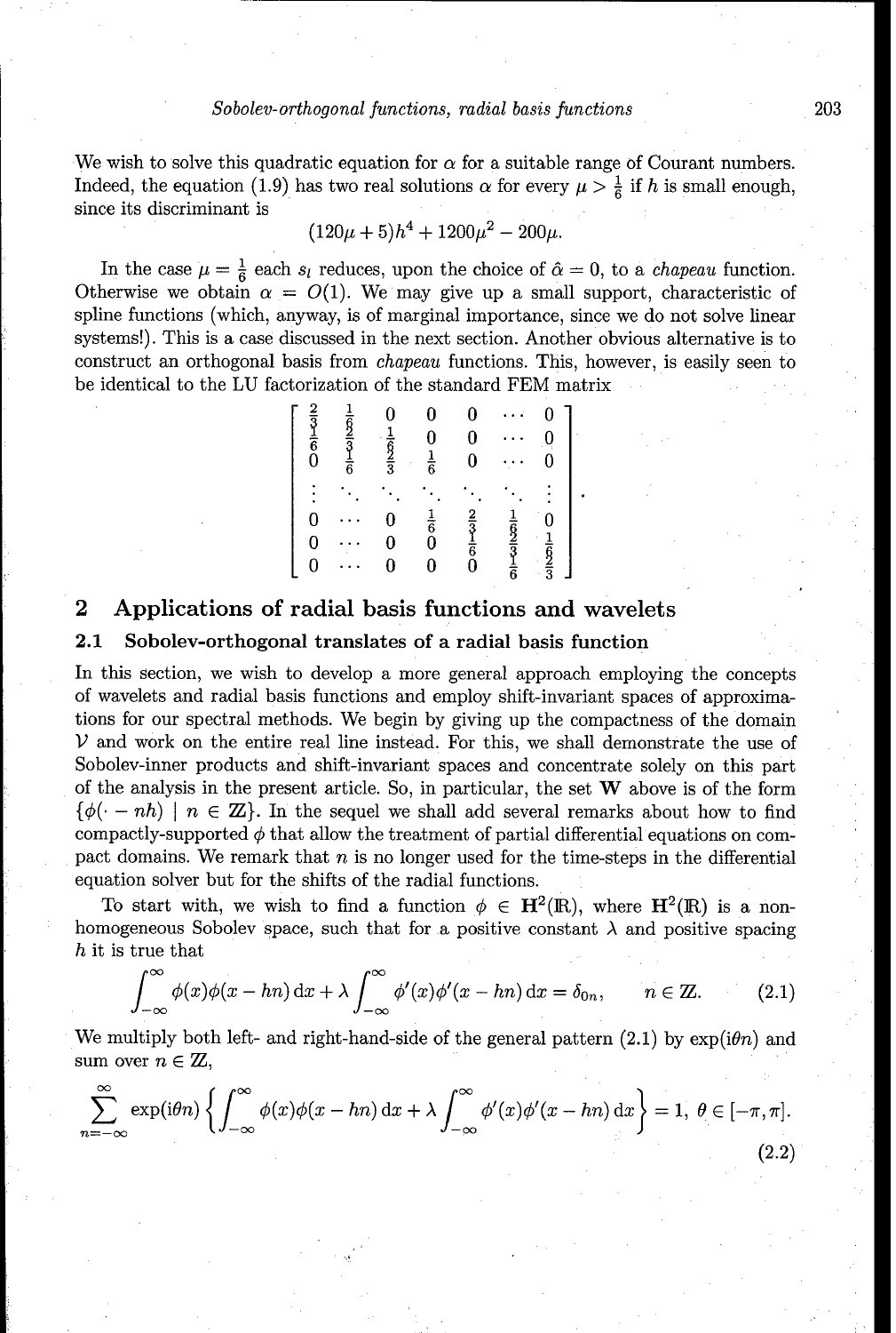We wish to solve this quadratic equation for $\alpha$ for a suitable range of Courant numbers. Indeed, the equation (1.9) has two real solutions $\alpha$ for every $\mu > \frac{1}{6}$ if $h$ is small enough, since its discriminant is

$$(120\mu + 5)h^4 + 1200\mu^2 - 200\mu.$$

In the case $\mu = \frac{1}{6}$ each $s_l$ reduces, upon the choice of $\hat{\alpha} = 0$, to a *chapeau* function. Otherwise we obtain $\alpha = O(1)$. We may give up a small support, characteristic of spline functions (which, anyway, is of marginal importance, since we do not solve linear systems!). This is a case discussed in the next section. Another obvious alternative is to construct an orthogonal basis from *chapeau* functions. This, however, is easily seen to be identical to the LU factorization of the standard FEM matrix

$$\begin{bmatrix} \frac{2}{3} & \frac{1}{6} & 0 & 0 & 0 & \cdots & 0 \\ \frac{1}{6} & \frac{2}{3} & \frac{1}{6} & 0 & 0 & \cdots & 0 \\ 0 & \frac{1}{6} & \frac{2}{3} & \frac{1}{6} & 0 & \cdots & 0 \\ \vdots & \ddots & \ddots & \ddots & \ddots & \ddots & \vdots \\ 0 & \cdots & 0 & \frac{1}{6} & \frac{2}{3} & \frac{1}{6} & 0 \\ 0 & \cdots & 0 & 0 & \frac{1}{6} & \frac{2}{3} & \frac{1}{6} \\ 0 & \cdots & 0 & 0 & 0 & \frac{1}{6} & \frac{2}{3} \end{bmatrix}.$$

## 2 Applications of radial basis functions and wavelets

### 2.1 Sobolev-orthogonal translates of a radial basis function

In this section, we wish to develop a more general approach employing the concepts of wavelets and radial basis functions and employ shift-invariant spaces of approximations for our spectral methods. We begin by giving up the compactness of the domain $\mathcal{V}$ and work on the entire real line instead. For this, we shall demonstrate the use of Sobolev-inner products and shift-invariant spaces and concentrate solely on this part of the analysis in the present article. So, in particular, the set $\mathbf{W}$ above is of the form $\{\phi(\cdot - nh) \mid n \in \mathbb{Z}\}$. In the sequel we shall add several remarks about how to find compactly-supported $\phi$ that allow the treatment of partial differential equations on compact domains. We remark that $n$ is no longer used for the time-steps in the differential equation solver but for the shifts of the radial functions.

To start with, we wish to find a function $\phi \in \mathbf{H}^2(\mathbb{R})$, where $\mathbf{H}^2(\mathbb{R})$ is a non-homogeneous Sobolev space, such that for a positive constant $\lambda$ and positive spacing $h$ it is true that

$$\int_{-\infty}^{\infty} \phi(x)\phi(x - hn)\,\mathrm{d}x + \lambda \int_{-\infty}^{\infty} \phi'(x)\phi'(x - hn)\,\mathrm{d}x = \delta_{0n}, \qquad n \in \mathbb{Z}. \tag{2.1}$$

We multiply both left- and right-hand-side of the general pattern (2.1) by $\exp(\mathrm{i}\theta n)$ and sum over $n \in \mathbb{Z}$,

$$\sum_{n=-\infty}^{\infty} \exp(\mathrm{i}\theta n) \left\{ \int_{-\infty}^{\infty} \phi(x)\phi(x - hn)\,\mathrm{d}x + \lambda \int_{-\infty}^{\infty} \phi'(x)\phi'(x - hn)\,\mathrm{d}x \right\} = 1, \; \theta \in [-\pi, \pi]. \tag{2.2}$$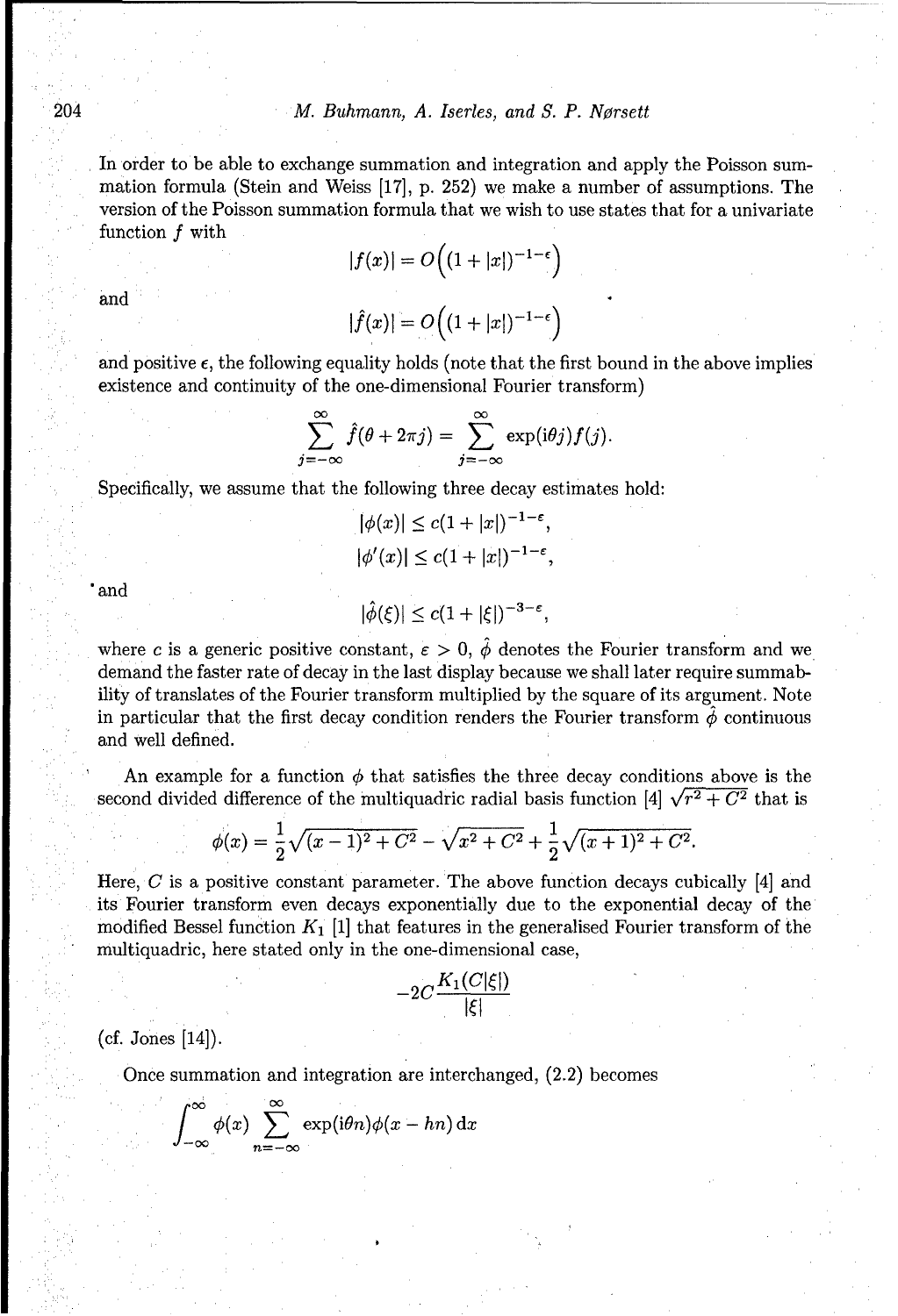In order to be able to exchange summation and integration and apply the Poisson summation formula (Stein and Weiss [17], p. 252) we make a number of assumptions. The version of the Poisson summation formula that we wish to use states that for a univariate function $f$ with

$$|f(x)| = O\Big((1+|x|)^{-1-\epsilon}\Big)$$

and

$$|\hat{f}(x)| = O\Big((1+|x|)^{-1-\epsilon}\Big)$$

and positive $\epsilon$, the following equality holds (note that the first bound in the above implies existence and continuity of the one-dimensional Fourier transform)

$$\sum_{j=-\infty}^{\infty} \hat{f}(\theta + 2\pi j) = \sum_{j=-\infty}^{\infty} \exp(\mathrm{i}\theta j) f(j).$$

Specifically, we assume that the following three decay estimates hold:

$$|\phi(x)| \leq c(1+|x|)^{-1-\varepsilon},$$

$$|\phi'(x)| \leq c(1+|x|)^{-1-\varepsilon},$$

and

$$|\hat{\phi}(\xi)| \leq c(1+|\xi|)^{-3-\varepsilon},$$

where $c$ is a generic positive constant, $\varepsilon > 0$, $\hat{\phi}$ denotes the Fourier transform and we demand the faster rate of decay in the last display because we shall later require summability of translates of the Fourier transform multiplied by the square of its argument. Note in particular that the first decay condition renders the Fourier transform $\hat{\phi}$ continuous and well defined.

An example for a function $\phi$ that satisfies the three decay conditions above is the second divided difference of the multiquadric radial basis function [4] $\sqrt{r^2 + C^2}$ that is

$$\phi(x) = \frac{1}{2}\sqrt{(x-1)^2 + C^2} - \sqrt{x^2 + C^2} + \frac{1}{2}\sqrt{(x+1)^2 + C^2}.$$

Here, $C$ is a positive constant parameter. The above function decays cubically [4] and its Fourier transform even decays exponentially due to the exponential decay of the modified Bessel function $K_1$ [1] that features in the generalised Fourier transform of the multiquadric, here stated only in the one-dimensional case,

$$-2C\frac{K_1(C|\xi|)}{|\xi|}$$

(cf. Jones [14]).

Once summation and integration are interchanged, (2.2) becomes

$$\int_{-\infty}^{\infty} \phi(x) \sum_{n=-\infty}^{\infty} \exp(\mathrm{i}\theta n)\phi(x - hn)\,\mathrm{d}x$$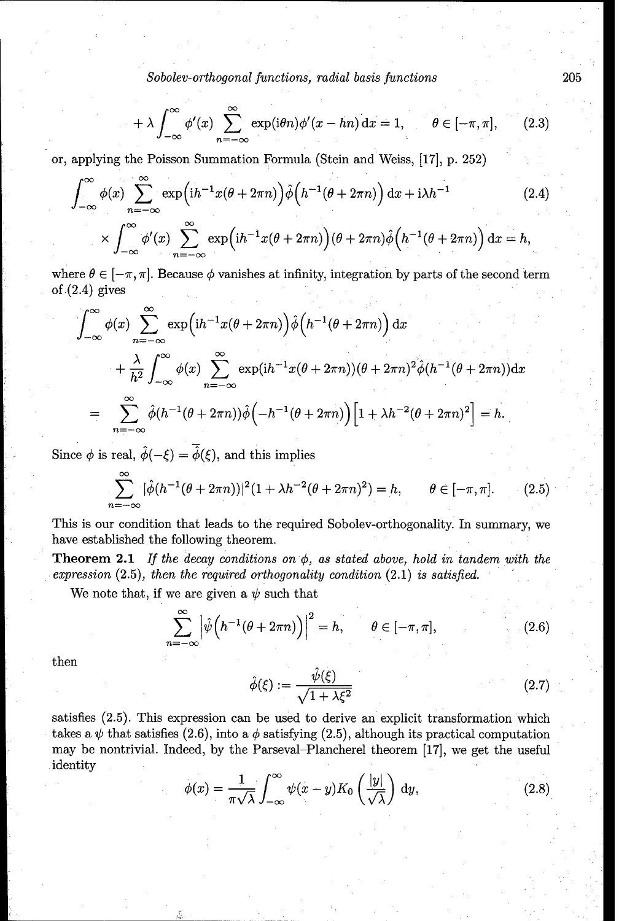$$+\lambda \int_{-\infty}^{\infty} \phi'(x) \sum_{n=-\infty}^{\infty} \exp(\mathrm{i}\theta n)\phi'(x-hn)\,\mathrm{d}x = 1, \qquad \theta \in [-\pi,\pi], \tag{2.3}$$

or, applying the Poisson Summation Formula (Stein and Weiss, [17], p. 252)

$$\int_{-\infty}^{\infty} \phi(x) \sum_{n=-\infty}^{\infty} \exp\Big(\mathrm{i}h^{-1}x(\theta+2\pi n)\Big)\hat{\phi}\Big(h^{-1}(\theta+2\pi n)\Big)\,\mathrm{d}x + \mathrm{i}\lambda h^{-1} \tag{2.4}$$

$$\times \int_{-\infty}^{\infty} \phi'(x) \sum_{n=-\infty}^{\infty} \exp\Big(\mathrm{i}h^{-1}x(\theta+2\pi n)\Big)(\theta+2\pi n)\hat{\phi}\Big(h^{-1}(\theta+2\pi n)\Big)\,\mathrm{d}x = h,$$

where $\theta \in [-\pi,\pi]$. Because $\phi$ vanishes at infinity, integration by parts of the second term of (2.4) gives

$$\int_{-\infty}^{\infty} \phi(x) \sum_{n=-\infty}^{\infty} \exp\Big(\mathrm{i}h^{-1}x(\theta+2\pi n)\Big)\hat{\phi}\Big(h^{-1}(\theta+2\pi n)\Big)\,\mathrm{d}x$$

$$+\frac{\lambda}{h^2}\int_{-\infty}^{\infty} \phi(x) \sum_{n=-\infty}^{\infty} \exp(\mathrm{i}h^{-1}x(\theta+2\pi n))(\theta+2\pi n)^2\hat{\phi}(h^{-1}(\theta+2\pi n))\mathrm{d}x$$

$$= \sum_{n=-\infty}^{\infty} \hat{\phi}(h^{-1}(\theta+2\pi n))\hat{\phi}\Big(-h^{-1}(\theta+2\pi n)\Big)\Big[1+\lambda h^{-2}(\theta+2\pi n)^2\Big] = h.$$

Since $\phi$ is real, $\hat{\phi}(-\xi) = \overline{\hat{\phi}}(\xi)$, and this implies

$$\sum_{n=-\infty}^{\infty} |\hat{\phi}(h^{-1}(\theta+2\pi n))|^2(1+\lambda h^{-2}(\theta+2\pi n)^2) = h, \qquad \theta \in [-\pi,\pi]. \tag{2.5}$$

This is our condition that leads to the required Sobolev-orthogonality. In summary, we have established the following theorem.

**Theorem 2.1** *If the decay conditions on $\phi$, as stated above, hold in tandem with the expression (2.5), then the required orthogonality condition (2.1) is satisfied.*

We note that, if we are given a $\psi$ such that

$$\sum_{n=-\infty}^{\infty} \Big|\hat{\psi}\Big(h^{-1}(\theta+2\pi n)\Big)\Big|^2 = h, \qquad \theta \in [-\pi,\pi], \tag{2.6}$$

then

$$\hat{\phi}(\xi) := \frac{\hat{\psi}(\xi)}{\sqrt{1+\lambda\xi^2}} \tag{2.7}$$

satisfies (2.5). This expression can be used to derive an explicit transformation which takes a $\psi$ that satisfies (2.6), into a $\phi$ satisfying (2.5), although its practical computation may be nontrivial. Indeed, by the Parseval–Plancherel theorem [17], we get the useful identity

$$\phi(x) = \frac{1}{\pi\sqrt{\lambda}}\int_{-\infty}^{\infty} \psi(x-y)K_0\left(\frac{|y|}{\sqrt{\lambda}}\right)\mathrm{d}y, \tag{2.8}$$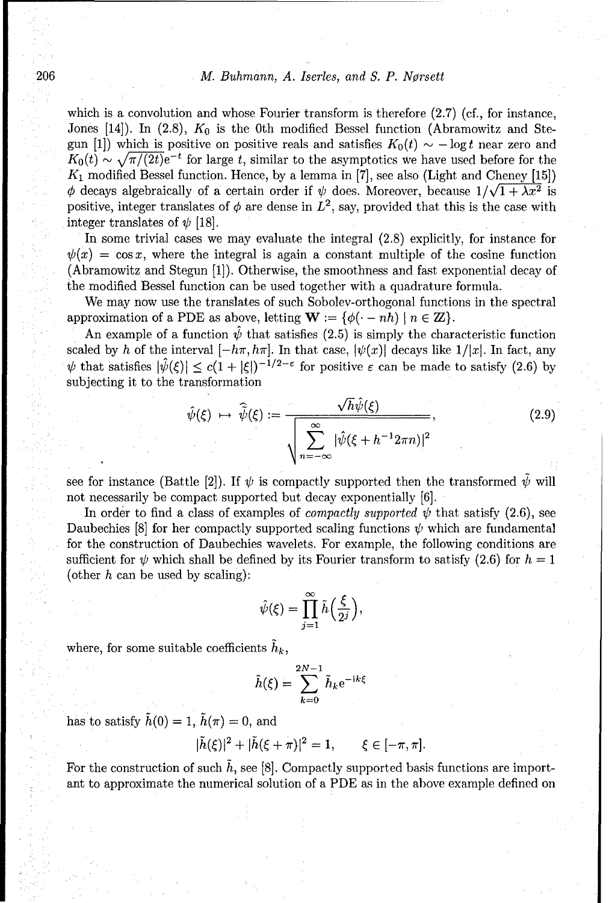which is a convolution and whose Fourier transform is therefore (2.7) (cf., for instance, Jones [14]). In (2.8), $K_0$ is the 0th modified Bessel function (Abramowitz and Stegun [1]) which is positive on positive reals and satisfies $K_0(t) \sim -\log t$ near zero and $K_0(t) \sim \sqrt{\pi/(2t)}\mathrm{e}^{-t}$ for large $t$, similar to the asymptotics we have used before for the $K_1$ modified Bessel function. Hence, by a lemma in [7], see also (Light and Cheney [15]) $\phi$ decays algebraically of a certain order if $\psi$ does. Moreover, because $1/\sqrt{1+\lambda x^2}$ is positive, integer translates of $\phi$ are dense in $L^2$, say, provided that this is the case with integer translates of $\psi$ [18].

In some trivial cases we may evaluate the integral (2.8) explicitly, for instance for $\psi(x) = \cos x$, where the integral is again a constant multiple of the cosine function (Abramowitz and Stegun [1]). Otherwise, the smoothness and fast exponential decay of the modified Bessel function can be used together with a quadrature formula.

We may now use the translates of such Sobolev-orthogonal functions in the spectral approximation of a PDE as above, letting $\mathbf{W} := \{\phi(\cdot - nh) \mid n \in \mathbb{Z}\}$.

An example of a function $\hat{\psi}$ that satisfies (2.5) is simply the characteristic function scaled by $h$ of the interval $[-h\pi, h\pi]$. In that case, $|\psi(x)|$ decays like $1/|x|$. In fact, any $\psi$ that satisfies $|\hat{\psi}(\xi)| \le c(1+|\xi|)^{-1/2-\varepsilon}$ for positive $\varepsilon$ can be made to satisfy (2.6) by subjecting it to the transformation

$$\hat{\psi}(\xi) \mapsto \hat{\tilde{\psi}}(\xi) := \frac{\sqrt{h}\hat{\psi}(\xi)}{\sqrt{\sum_{n=-\infty}^{\infty} |\hat{\psi}(\xi + h^{-1}2\pi n)|^2}}, \tag{2.9}$$

see for instance (Battle [2]). If $\psi$ is compactly supported then the transformed $\tilde{\psi}$ will not necessarily be compact supported but decay exponentially [6].

In order to find a class of examples of *compactly supported* $\psi$ that satisfy (2.6), see Daubechies [8] for her compactly supported scaling functions $\psi$ which are fundamental for the construction of Daubechies wavelets. For example, the following conditions are sufficient for $\psi$ which shall be defined by its Fourier transform to satisfy (2.6) for $h = 1$ (other $h$ can be used by scaling):

$$\hat{\psi}(\xi) = \prod_{j=1}^{\infty} \tilde{h}\Big(\frac{\xi}{2^j}\Big),$$

where, for some suitable coefficients $\tilde{h}_k$,

$$\tilde{h}(\xi) = \sum_{k=0}^{2N-1} \tilde{h}_k \mathrm{e}^{-\mathrm{i}k\xi}$$

has to satisfy $\tilde{h}(0) = 1$, $\tilde{h}(\pi) = 0$, and

$$|\tilde{h}(\xi)|^2 + |\tilde{h}(\xi+\pi)|^2 = 1, \qquad \xi \in [-\pi, \pi].$$

For the construction of such $\tilde{h}$, see [8]. Compactly supported basis functions are important to approximate the numerical solution of a PDE as in the above example defined on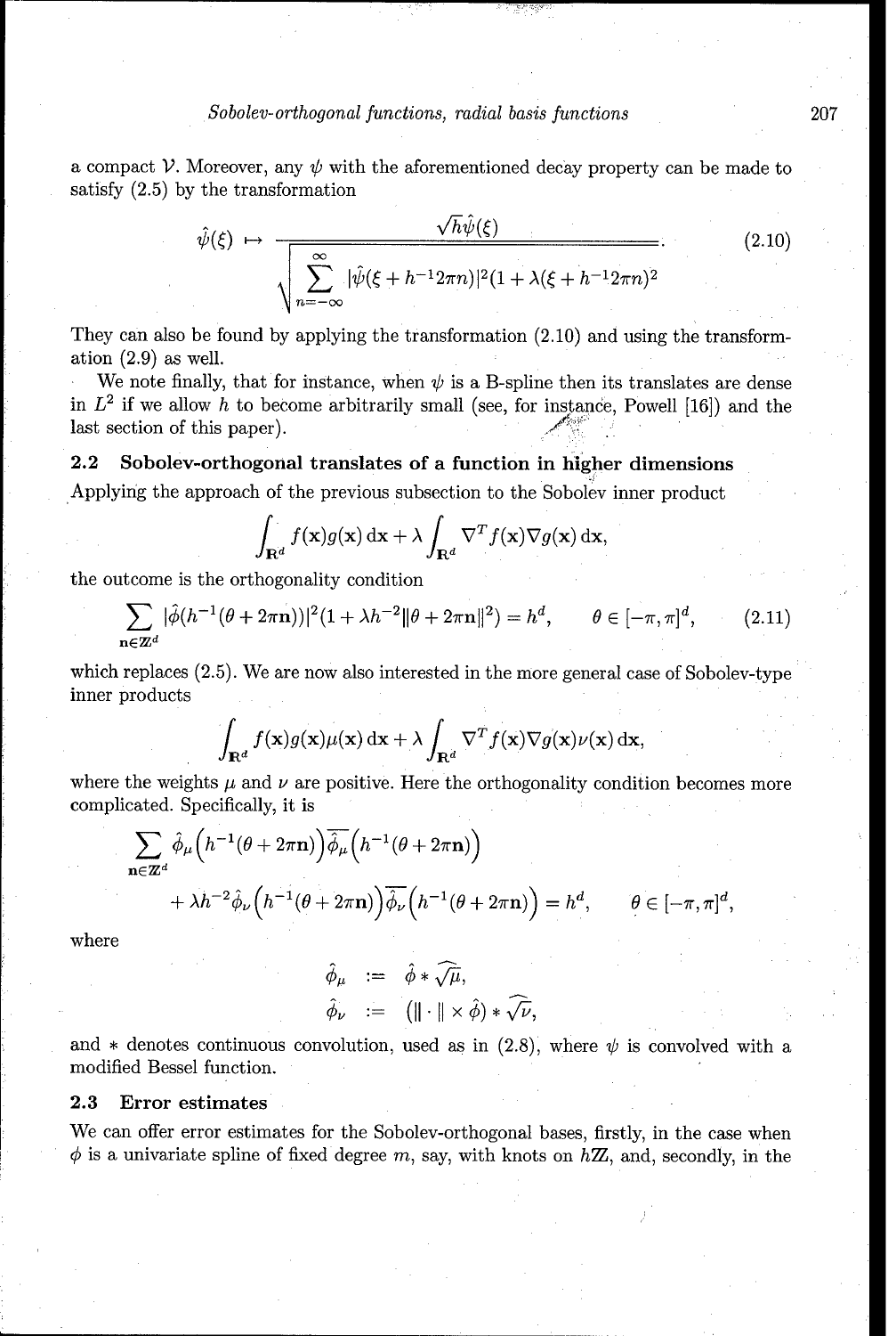a compact $\mathcal{V}$. Moreover, any $\psi$ with the aforementioned decay property can be made to satisfy (2.5) by the transformation

$$\hat{\psi}(\xi) \mapsto \frac{\sqrt{h}\hat{\psi}(\xi)}{\sqrt{\sum_{n=-\infty}^{\infty} |\hat{\psi}(\xi + h^{-1}2\pi n)|^2(1 + \lambda(\xi + h^{-1}2\pi n)^2}}. \tag{2.10}$$

They can also be found by applying the transformation (2.10) and using the transformation (2.9) as well.

We note finally, that for instance, when $\psi$ is a B-spline then its translates are dense in $L^2$ if we allow $h$ to become arbitrarily small (see, for instance, Powell [16]) and the last section of this paper).

### 2.2 Sobolev-orthogonal translates of a function in higher dimensions

Applying the approach of the previous subsection to the Sobolev inner product

$$\int_{\mathbf{R}^d} f(\mathbf{x})g(\mathbf{x})\,\mathrm{d}\mathbf{x} + \lambda \int_{\mathbf{R}^d} \nabla^T f(\mathbf{x})\nabla g(\mathbf{x})\,\mathrm{d}\mathbf{x},$$

the outcome is the orthogonality condition

$$\sum_{\mathbf{n}\in\mathbb{Z}^d} |\hat{\phi}(h^{-1}(\theta + 2\pi\mathbf{n}))|^2(1 + \lambda h^{-2}\|\theta + 2\pi\mathbf{n}\|^2) = h^d, \qquad \theta \in [-\pi, \pi]^d, \tag{2.11}$$

which replaces (2.5). We are now also interested in the more general case of Sobolev-type inner products

$$\int_{\mathbf{R}^d} f(\mathbf{x})g(\mathbf{x})\mu(\mathbf{x})\,\mathrm{d}\mathbf{x} + \lambda \int_{\mathbf{R}^d} \nabla^T f(\mathbf{x})\nabla g(\mathbf{x})\nu(\mathbf{x})\,\mathrm{d}\mathbf{x},$$

where the weights $\mu$ and $\nu$ are positive. Here the orthogonality condition becomes more complicated. Specifically, it is

$$\sum_{\mathbf{n}\in\mathbb{Z}^d} \hat{\phi}_\mu\Big(h^{-1}(\theta + 2\pi\mathbf{n})\Big)\overline{\hat{\phi}_\mu}\Big(h^{-1}(\theta + 2\pi\mathbf{n})\Big)$$
$$+ \lambda h^{-2}\hat{\phi}_\nu\Big(h^{-1}(\theta + 2\pi\mathbf{n})\Big)\overline{\hat{\phi}_\nu}\Big(h^{-1}(\theta + 2\pi\mathbf{n})\Big) = h^d, \qquad \theta \in [-\pi, \pi]^d,$$

where

$$\hat{\phi}_\mu := \hat{\phi} * \widehat{\sqrt{\mu}},$$
$$\hat{\phi}_\nu := (\|\cdot\| \times \hat{\phi}) * \widehat{\sqrt{\nu}},$$

and $*$ denotes continuous convolution, used as in (2.8), where $\psi$ is convolved with a modified Bessel function.

### 2.3 Error estimates

We can offer error estimates for the Sobolev-orthogonal bases, firstly, in the case when $\phi$ is a univariate spline of fixed degree $m$, say, with knots on $h\mathbb{Z}$, and, secondly, in the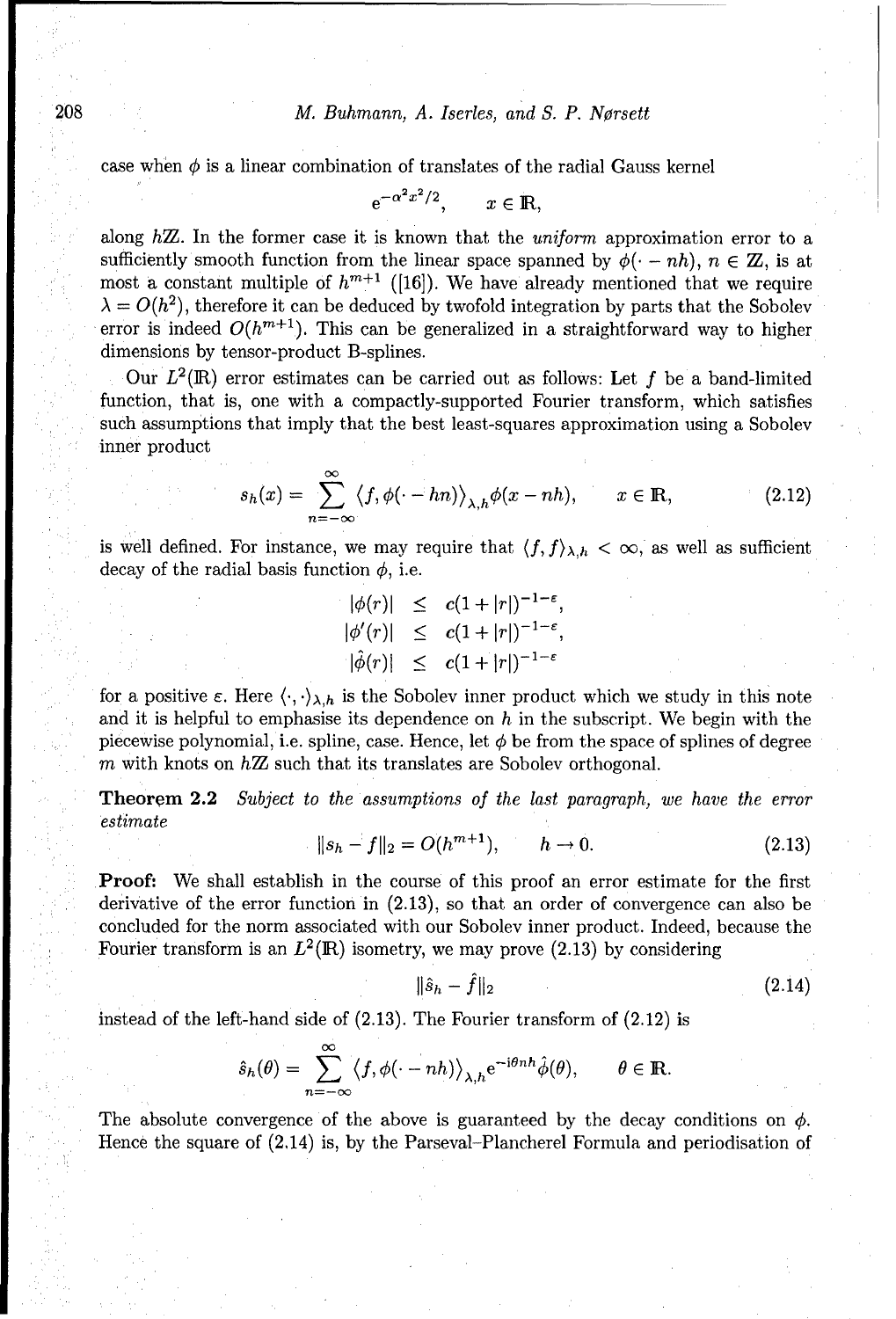case when $\phi$ is a linear combination of translates of the radial Gauss kernel

$$e^{-\alpha^2 x^2/2}, \qquad x \in \mathbb{R},$$

along $h\mathbb{Z}$. In the former case it is known that the *uniform* approximation error to a sufficiently smooth function from the linear space spanned by $\phi(\cdot - nh)$, $n \in \mathbb{Z}$, is at most a constant multiple of $h^{m+1}$ ([16]). We have already mentioned that we require $\lambda = O(h^2)$, therefore it can be deduced by twofold integration by parts that the Sobolev error is indeed $O(h^{m+1})$. This can be generalized in a straightforward way to higher dimensions by tensor-product B-splines.

Our $L^2(\mathbb{R})$ error estimates can be carried out as follows: Let $f$ be a band-limited function, that is, one with a compactly-supported Fourier transform, which satisfies such assumptions that imply that the best least-squares approximation using a Sobolev inner product

$$s_h(x) = \sum_{n=-\infty}^{\infty} \langle f, \phi(\cdot - hn)\rangle_{\lambda,h} \phi(x - nh), \qquad x \in \mathbb{R}, \tag{2.12}$$

is well defined. For instance, we may require that $\langle f, f\rangle_{\lambda,h} < \infty$, as well as sufficient decay of the radial basis function $\phi$, i.e.

$$\begin{aligned}
|\phi(r)| &\leq c(1+|r|)^{-1-\varepsilon}, \\
|\phi'(r)| &\leq c(1+|r|)^{-1-\varepsilon}, \\
|\hat{\phi}(r)| &\leq c(1+|r|)^{-1-\varepsilon}
\end{aligned}$$

for a positive $\varepsilon$. Here $\langle \cdot, \cdot \rangle_{\lambda,h}$ is the Sobolev inner product which we study in this note and it is helpful to emphasise its dependence on $h$ in the subscript. We begin with the piecewise polynomial, i.e. spline, case. Hence, let $\phi$ be from the space of splines of degree $m$ with knots on $h\mathbb{Z}$ such that its translates are Sobolev orthogonal.

**Theorem 2.2** *Subject to the assumptions of the last paragraph, we have the error estimate*

$$\|s_h - f\|_2 = O(h^{m+1}), \qquad h \to 0. \tag{2.13}$$

**Proof:** We shall establish in the course of this proof an error estimate for the first derivative of the error function in (2.13), so that an order of convergence can also be concluded for the norm associated with our Sobolev inner product. Indeed, because the Fourier transform is an $L^2(\mathbb{R})$ isometry, we may prove (2.13) by considering

$$\|\hat{s}_h - \hat{f}\|_2 \tag{2.14}$$

instead of the left-hand side of (2.13). The Fourier transform of (2.12) is

$$\hat{s}_h(\theta) = \sum_{n=-\infty}^{\infty} \langle f, \phi(\cdot - nh)\rangle_{\lambda,h} e^{-i\theta nh} \hat{\phi}(\theta), \qquad \theta \in \mathbb{R}.$$

The absolute convergence of the above is guaranteed by the decay conditions on $\phi$. Hence the square of (2.14) is, by the Parseval–Plancherel Formula and periodisation of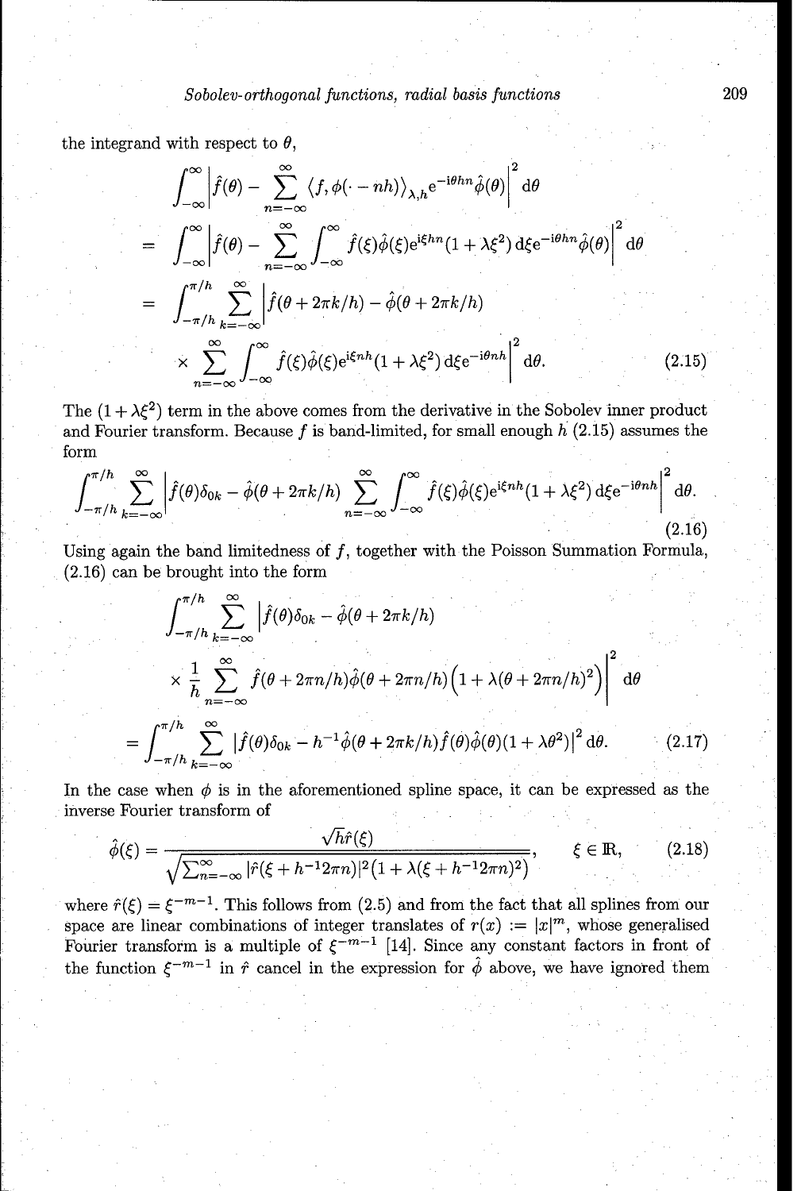the integrand with respect to $\theta$,

$$
\begin{aligned}
&\int_{-\infty}^{\infty}\left|\hat{f}(\theta)-\sum_{n=-\infty}^{\infty}\langle f,\phi(\cdot-nh)\rangle_{\lambda,h}\mathrm{e}^{-\mathrm{i}\theta hn}\hat{\phi}(\theta)\right|^2\mathrm{d}\theta \\
&= \int_{-\infty}^{\infty}\left|\hat{f}(\theta)-\sum_{n=-\infty}^{\infty}\int_{-\infty}^{\infty}\hat{f}(\xi)\hat{\phi}(\xi)\mathrm{e}^{\mathrm{i}\xi hn}(1+\lambda\xi^2)\,\mathrm{d}\xi\mathrm{e}^{-\mathrm{i}\theta hn}\hat{\phi}(\theta)\right|^2\mathrm{d}\theta \\
&= \int_{-\pi/h}^{\pi/h}\sum_{k=-\infty}^{\infty}\left|\hat{f}(\theta+2\pi k/h)-\hat{\phi}(\theta+2\pi k/h)\right. \\
&\qquad\times\left.\sum_{n=-\infty}^{\infty}\int_{-\infty}^{\infty}\hat{f}(\xi)\hat{\phi}(\xi)\mathrm{e}^{\mathrm{i}\xi nh}(1+\lambda\xi^2)\,\mathrm{d}\xi\mathrm{e}^{-\mathrm{i}\theta nh}\right|^2\mathrm{d}\theta. \qquad (2.15)
\end{aligned}
$$

The $(1+\lambda\xi^2)$ term in the above comes from the derivative in the Sobolev inner product and Fourier transform. Because $f$ is band-limited, for small enough $h$ (2.15) assumes the form

$$
\int_{-\pi/h}^{\pi/h}\sum_{k=-\infty}^{\infty}\left|\hat{f}(\theta)\delta_{0k}-\hat{\phi}(\theta+2\pi k/h)\sum_{n=-\infty}^{\infty}\int_{-\infty}^{\infty}\hat{f}(\xi)\hat{\phi}(\xi)\mathrm{e}^{\mathrm{i}\xi nh}(1+\lambda\xi^2)\,\mathrm{d}\xi\mathrm{e}^{-\mathrm{i}\theta nh}\right|^2\mathrm{d}\theta. \qquad (2.16)
$$

Using again the band limitedness of $f$, together with the Poisson Summation Formula, (2.16) can be brought into the form

$$
\begin{aligned}
&\int_{-\pi/h}^{\pi/h}\sum_{k=-\infty}^{\infty}\left|\hat{f}(\theta)\delta_{0k}-\hat{\phi}(\theta+2\pi k/h)\right. \\
&\qquad\times\left.\frac{1}{h}\sum_{n=-\infty}^{\infty}\hat{f}(\theta+2\pi n/h)\hat{\phi}(\theta+2\pi n/h)\Big(1+\lambda(\theta+2\pi n/h)^2\Big)\right|^2\mathrm{d}\theta \\
&= \int_{-\pi/h}^{\pi/h}\sum_{k=-\infty}^{\infty}\left|\hat{f}(\theta)\delta_{0k}-h^{-1}\hat{\phi}(\theta+2\pi k/h)\hat{f}(\theta)\hat{\phi}(\theta)(1+\lambda\theta^2)\right|^2\mathrm{d}\theta. \qquad (2.17)
\end{aligned}
$$

In the case when $\phi$ is in the aforementioned spline space, it can be expressed as the inverse Fourier transform of

$$
\hat{\phi}(\xi)=\frac{\sqrt{h}\hat{r}(\xi)}{\sqrt{\sum_{n=-\infty}^{\infty}|\hat{r}(\xi+h^{-1}2\pi n)|^2\big(1+\lambda(\xi+h^{-1}2\pi n)^2\big)}},\qquad \xi\in\mathbb{R}, \qquad (2.18)
$$

where $\hat{r}(\xi)=\xi^{-m-1}$. This follows from (2.5) and from the fact that all splines from our space are linear combinations of integer translates of $r(x):=|x|^m$, whose generalised Fourier transform is a multiple of $\xi^{-m-1}$ [14]. Since any constant factors in front of the function $\xi^{-m-1}$ in $\hat{r}$ cancel in the expression for $\hat{\phi}$ above, we have ignored them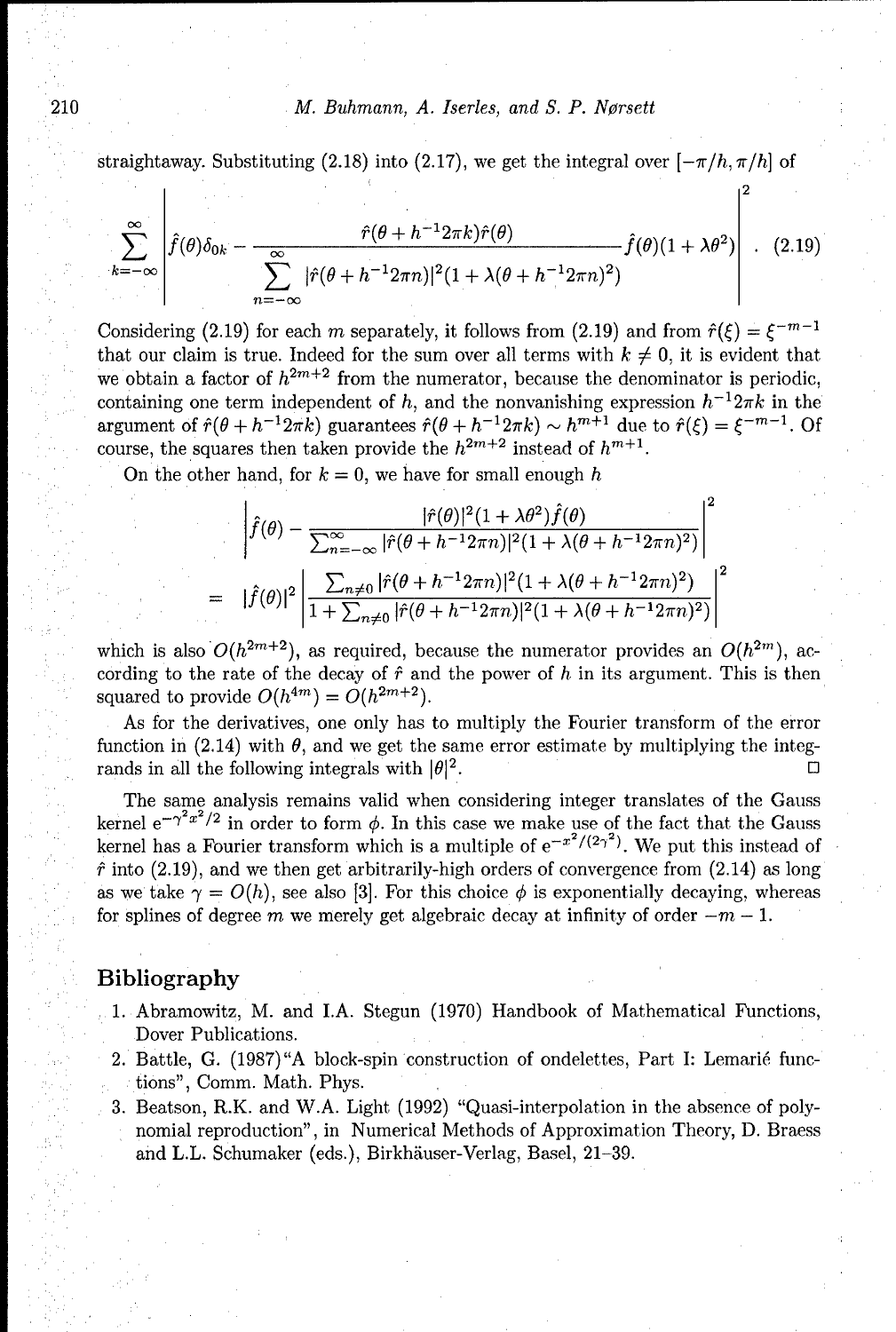straightaway. Substituting (2.18) into (2.17), we get the integral over $[-\pi/h, \pi/h]$ of

$$\sum_{k=-\infty}^{\infty} \left| \hat{f}(\theta)\delta_{0k} - \frac{\hat{r}(\theta + h^{-1}2\pi k)\hat{r}(\theta)}{\sum_{n=-\infty}^{\infty} |\hat{r}(\theta + h^{-1}2\pi n)|^2(1 + \lambda(\theta + h^{-1}2\pi n)^2)} \hat{f}(\theta)(1 + \lambda\theta^2) \right|^2 . \quad (2.19)$$

Considering (2.19) for each $m$ separately, it follows from (2.19) and from $\hat{r}(\xi) = \xi^{-m-1}$ that our claim is true. Indeed for the sum over all terms with $k \neq 0$, it is evident that we obtain a factor of $h^{2m+2}$ from the numerator, because the denominator is periodic, containing one term independent of $h$, and the nonvanishing expression $h^{-1}2\pi k$ in the argument of $\hat{r}(\theta + h^{-1}2\pi k)$ guarantees $\hat{r}(\theta + h^{-1}2\pi k) \sim h^{m+1}$ due to $\hat{r}(\xi) = \xi^{-m-1}$. Of course, the squares then taken provide the $h^{2m+2}$ instead of $h^{m+1}$.

On the other hand, for $k = 0$, we have for small enough $h$

$$\begin{aligned}
&\left| \hat{f}(\theta) - \frac{|\hat{r}(\theta)|^2(1 + \lambda\theta^2)\hat{f}(\theta)}{\sum_{n=-\infty}^{\infty} |\hat{r}(\theta + h^{-1}2\pi n)|^2(1 + \lambda(\theta + h^{-1}2\pi n)^2)} \right|^2 \\
= \;& |\hat{f}(\theta)|^2 \left| \frac{\sum_{n\neq 0} |\hat{r}(\theta + h^{-1}2\pi n)|^2(1 + \lambda(\theta + h^{-1}2\pi n)^2)}{1 + \sum_{n\neq 0} |\hat{r}(\theta + h^{-1}2\pi n)|^2(1 + \lambda(\theta + h^{-1}2\pi n)^2)} \right|^2
\end{aligned}$$

which is also $O(h^{2m+2})$, as required, because the numerator provides an $O(h^{2m})$, according to the rate of the decay of $\hat{r}$ and the power of $h$ in its argument. This is then squared to provide $O(h^{4m}) = O(h^{2m+2})$.

As for the derivatives, one only has to multiply the Fourier transform of the error function in (2.14) with $\theta$, and we get the same error estimate by multiplying the integrands in all the following integrals with $|\theta|^2$. □

The same analysis remains valid when considering integer translates of the Gauss kernel $e^{-\gamma^2 x^2/2}$ in order to form $\phi$. In this case we make use of the fact that the Gauss kernel has a Fourier transform which is a multiple of $e^{-x^2/(2\gamma^2)}$. We put this instead of $\hat{r}$ into (2.19), and we then get arbitrarily-high orders of convergence from (2.14) as long as we take $\gamma = O(h)$, see also [3]. For this choice $\phi$ is exponentially decaying, whereas for splines of degree $m$ we merely get algebraic decay at infinity of order $-m-1$.

## Bibliography

1. Abramowitz, M. and I.A. Stegun (1970) Handbook of Mathematical Functions, Dover Publications.
2. Battle, G. (1987) "A block-spin construction of ondelettes, Part I: Lemarié functions", Comm. Math. Phys.
3. Beatson, R.K. and W.A. Light (1992) "Quasi-interpolation in the absence of polynomial reproduction", in Numerical Methods of Approximation Theory, D. Braess and L.L. Schumaker (eds.), Birkhäuser-Verlag, Basel, 21–39.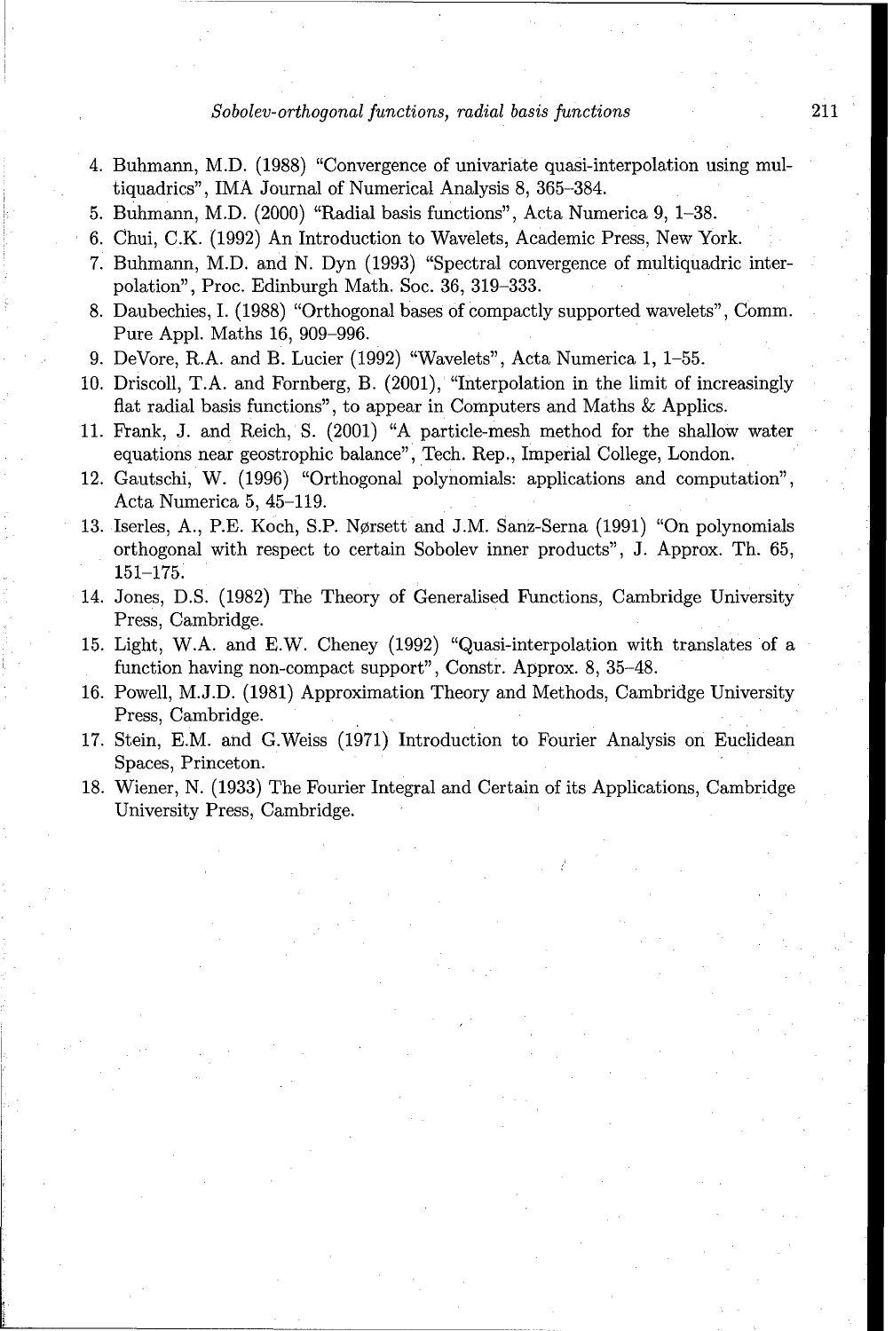4. Buhmann, M.D. (1988) "Convergence of univariate quasi-interpolation using multiquadrics", IMA Journal of Numerical Analysis 8, 365–384.
5. Buhmann, M.D. (2000) "Radial basis functions", Acta Numerica 9, 1–38.
6. Chui, C.K. (1992) An Introduction to Wavelets, Academic Press, New York.
7. Buhmann, M.D. and N. Dyn (1993) "Spectral convergence of multiquadric interpolation", Proc. Edinburgh Math. Soc. 36, 319–333.
8. Daubechies, I. (1988) "Orthogonal bases of compactly supported wavelets", Comm. Pure Appl. Maths 16, 909–996.
9. DeVore, R.A. and B. Lucier (1992) "Wavelets", Acta Numerica 1, 1–55.
10. Driscoll, T.A. and Fornberg, B. (2001), "Interpolation in the limit of increasingly flat radial basis functions", to appear in Computers and Maths & Applics.
11. Frank, J. and Reich, S. (2001) "A particle-mesh method for the shallow water equations near geostrophic balance", Tech. Rep., Imperial College, London.
12. Gautschi, W. (1996) "Orthogonal polynomials: applications and computation", Acta Numerica 5, 45–119.
13. Iserles, A., P.E. Koch, S.P. Nørsett and J.M. Sanz-Serna (1991) "On polynomials orthogonal with respect to certain Sobolev inner products", J. Approx. Th. 65, 151–175.
14. Jones, D.S. (1982) The Theory of Generalised Functions, Cambridge University Press, Cambridge.
15. Light, W.A. and E.W. Cheney (1992) "Quasi-interpolation with translates of a function having non-compact support", Constr. Approx. 8, 35–48.
16. Powell, M.J.D. (1981) Approximation Theory and Methods, Cambridge University Press, Cambridge.
17. Stein, E.M. and G.Weiss (1971) Introduction to Fourier Analysis on Euclidean Spaces, Princeton.
18. Wiener, N. (1933) The Fourier Integral and Certain of its Applications, Cambridge University Press, Cambridge.